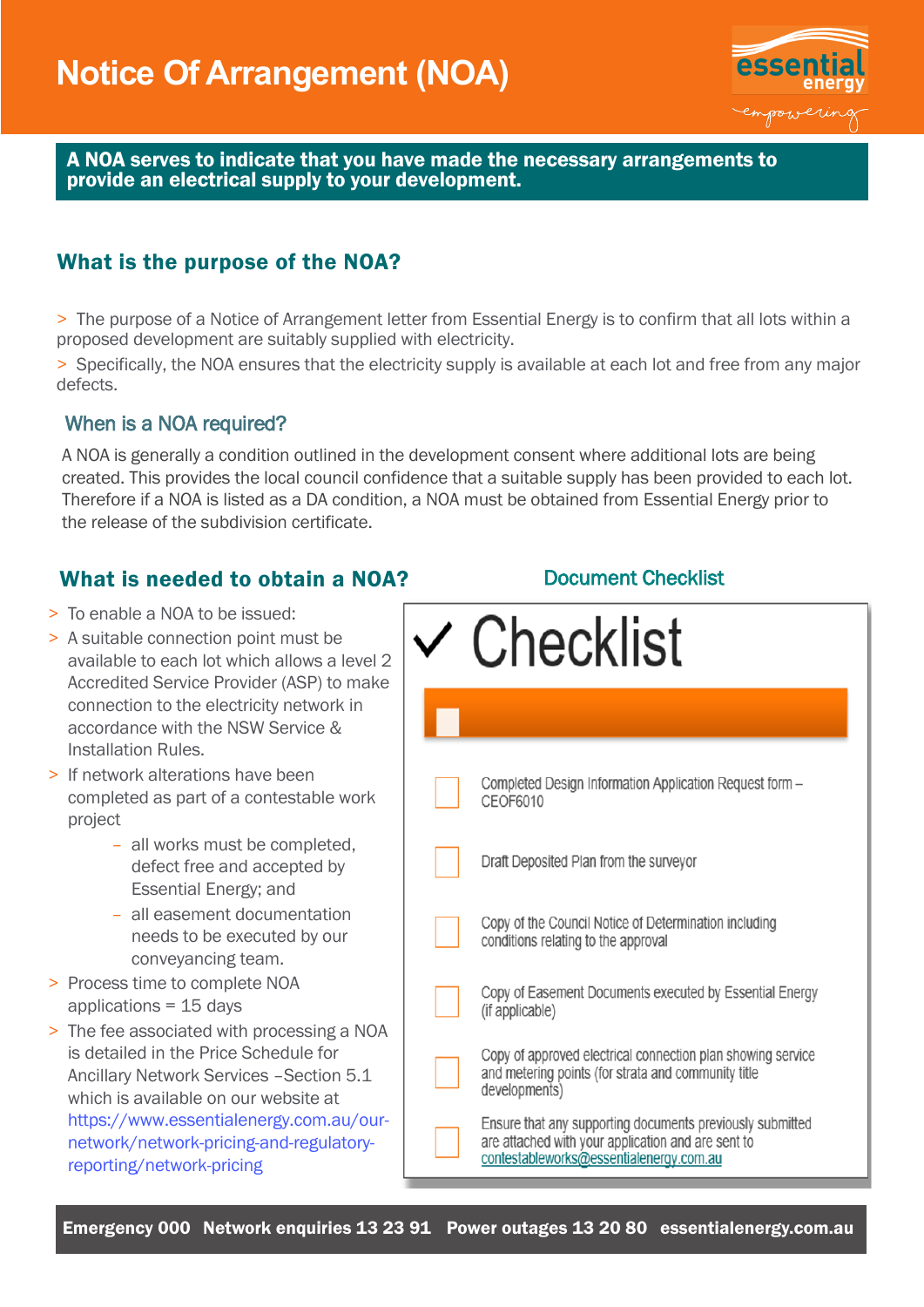# Notice Of Arrangement (NOA)

**A NOA serves to indicate that you have made the necessary arrangements to provide an electrical supply to your development.**

## What is the purpose of the NOA?

> The purpose of a Notice of Arrangement letter from Essential Energy is to confirm that all lots within a proposed development are suitably supplied with electricity.

> Specifically, the NOA ensures that the electricity supply is available at each lot and free from any major defects.

### When is a NOA required?

A NOA is generally a condition outlined in the development consent where additional lots are being created. This provides the local council confidence that a suitable supply has been provided to each lot. Therefore if a NOA is listed as a DA condition, a NOA must be obtained from Essential Energy prior to the release of the subdivision certificate.

## What is needed to obtain a NOA?

- To enable a NOA to be issued:
- A suitable connection point must be available to each lot which allows a level 2 Accredited Service Provider (ASP) to make connection to the electricity network in accordance with the NSW Service & Installation Rules.
- If network alterations have been completed as part of a contestable work project
  - all works must be completed, defect free and accepted by Essential Energy; and
  - all easement documentation needs to be executed by our conveyancing team.
- Process time to complete NOA applications = 15 days
- The fee associated with processing a NOA is detailed in the Price Schedule for Ancillary Network Services –Section 5.1 which is available on our website at https://www.essentialenergy.com.au/our-network/network-pricing-and-regulatory-reporting/network-pricing

### Document Checklist

**✓ Checklist**

- [ ] Completed Design Information Application Request form – CEOF6010
- [ ] Draft Deposited Plan from the surveyor
- [ ] Copy of the Council Notice of Determination including conditions relating to the approval
- [ ] Copy of Easement Documents executed by Essential Energy (if applicable)
- [ ] Copy of approved electrical connection plan showing service and metering points (for strata and community title developments)
- [ ] Ensure that any supporting documents previously submitted are attached with your application and are sent to contestableworks@essentialenergy.com.au

**Emergency 000 Network enquiries 13 23 91 Power outages 13 20 80 essentialenergy.com.au**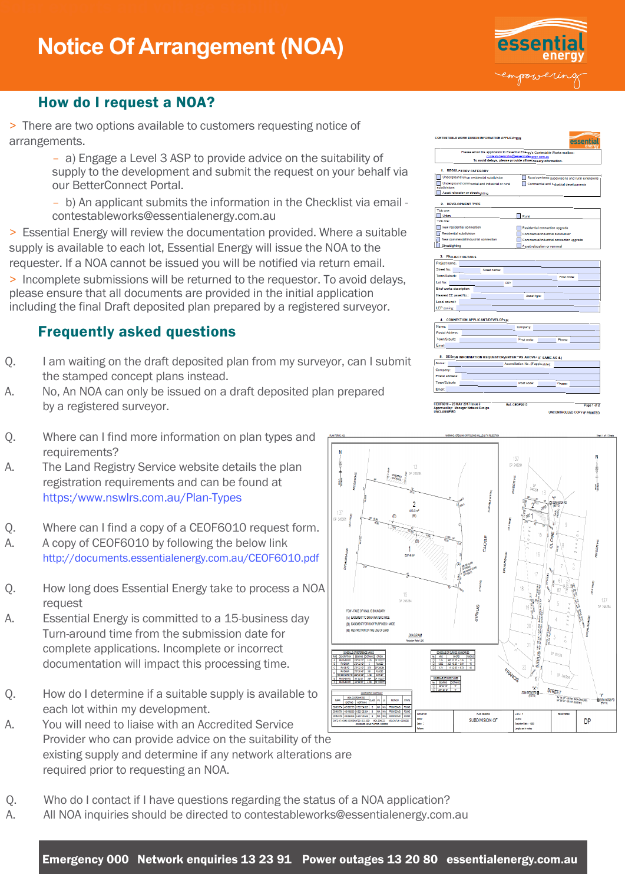# Notice Of Arrangement (NOA)

## How do I request a NOA?

> There are two options available to customers requesting notice of arrangements.

- a) Engage a Level 3 ASP to provide advice on the suitability of supply to the development and submit the request on your behalf via our BetterConnect Portal.
- b) An applicant submits the information in the Checklist via email - contestableworks@essentialenergy.com.au

> Essential Energy will review the documentation provided. Where a suitable supply is available to each lot, Essential Energy will issue the NOA to the requester. If a NOA cannot be issued you will be notified via return email.

> Incomplete submissions will be returned to the requestor. To avoid delays, please ensure that all documents are provided in the initial application including the final Draft deposited plan prepared by a registered surveyor.

## Frequently asked questions

Q. I am waiting on the draft deposited plan from my surveyor, can I submit the stamped concept plans instead.

A. No, An NOA can only be issued on a draft deposited plan prepared by a registered surveyor.

Q. Where can I find more information on plan types and requirements?

A. The Land Registry Service website details the plan registration requirements and can be found at https:/www.nswlrs.com.au/Plan-Types

Q. Where can I find a copy of a CEOF6010 request form.

A. A copy of CEOF6010 by following the below link http://documents.essentialenergy.com.au/CEOF6010.pdf

Q. How long does Essential Energy take to process a NOA request

A. Essential Energy is committed to a 15-business day Turn-around time from the submission date for complete applications. Incomplete or incorrect documentation will impact this processing time.

Q. How do I determine if a suitable supply is available to each lot within my development.

A. You will need to liaise with an Accredited Service Provider who can provide advice on the suitability of the existing supply and determine if any network alterations are required prior to requesting an NOA.

Q. Who do I contact if I have questions regarding the status of a NOA application?

A. All NOA inquiries should be directed to contestableworks@essentialenergy.com.au

**Emergency 000 Network enquiries 13 23 91 Power outages 13 20 80 essentialenergy.com.au**